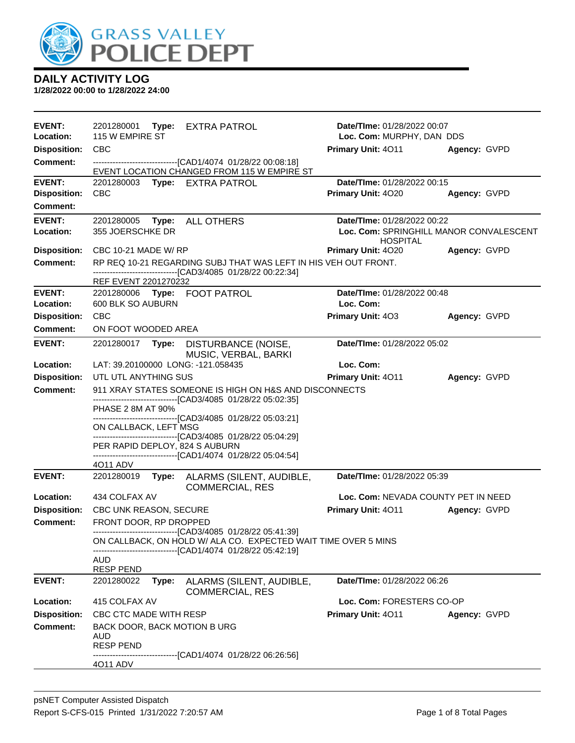## DAILY ACTIVITY LOG

**1/28/2022 00:00 to 1/28/2022 24:00**

| | | | |
|---|---|---|---|
| **EVENT:** 2201280001 **Type:** EXTRA PATROL | | **Date/TIme:** 01/28/2022 00:07 | |
| **Location:** 115 W EMPIRE ST | | **Loc. Com:** MURPHY, DAN DDS | |
| **Disposition:** CBC | | **Primary Unit:** 4O11 | **Agency:** GVPD |
| **Comment:** ------------------------------[CAD1/4074 01/28/22 00:08:18] EVENT LOCATION CHANGED FROM 115 W EMPIRE ST | | | |
| **EVENT:** 2201280003 **Type:** EXTRA PATROL | | **Date/TIme:** 01/28/2022 00:15 | |
| **Disposition:** CBC | | **Primary Unit:** 4O20 | **Agency:** GVPD |
| **Comment:** | | | |
| **EVENT:** 2201280005 **Type:** ALL OTHERS | | **Date/TIme:** 01/28/2022 00:22 | |
| **Location:** 355 JOERSCHKE DR | | **Loc. Com:** SPRINGHILL MANOR CONVALESCENT HOSPITAL | |
| **Disposition:** CBC 10-21 MADE W/ RP | | **Primary Unit:** 4O20 | **Agency:** GVPD |
| **Comment:** RP REQ 10-21 REGARDING SUBJ THAT WAS LEFT IN HIS VEH OUT FRONT. ------------------------------[CAD3/4085 01/28/22 00:22:34] REF EVENT 2201270232 | | | |
| **EVENT:** 2201280006 **Type:** FOOT PATROL | | **Date/TIme:** 01/28/2022 00:48 | |
| **Location:** 600 BLK SO AUBURN | | **Loc. Com:** | |
| **Disposition:** CBC | | **Primary Unit:** 4O3 | **Agency:** GVPD |
| **Comment:** ON FOOT WOODED AREA | | | |
| **EVENT:** 2201280017 **Type:** DISTURBANCE (NOISE, MUSIC, VERBAL, BARKI | | **Date/TIme:** 01/28/2022 05:02 | |
| **Location:** LAT: 39.20100000 LONG: -121.058435 | | **Loc. Com:** | |
| **Disposition:** UTL UTL ANYTHING SUS | | **Primary Unit:** 4O11 | **Agency:** GVPD |
| **Comment:** 911 XRAY STATES SOMEONE IS HIGH ON H&S AND DISCONNECTS ------------------------------[CAD3/4085 01/28/22 05:02:35] PHASE 2 8M AT 90% ------------------------------[CAD3/4085 01/28/22 05:03:21] ON CALLBACK, LEFT MSG ------------------------------[CAD3/4085 01/28/22 05:04:29] PER RAPID DEPLOY, 824 S AUBURN ------------------------------[CAD1/4074 01/28/22 05:04:54] 4O11 ADV | | | |
| **EVENT:** 2201280019 **Type:** ALARMS (SILENT, AUDIBLE, COMMERCIAL, RES | | **Date/TIme:** 01/28/2022 05:39 | |
| **Location:** 434 COLFAX AV | | **Loc. Com:** NEVADA COUNTY PET IN NEED | |
| **Disposition:** CBC UNK REASON, SECURE | | **Primary Unit:** 4O11 | **Agency:** GVPD |
| **Comment:** FRONT DOOR, RP DROPPED ------------------------------[CAD3/4085 01/28/22 05:41:39] ON CALLBACK, ON HOLD W/ ALA CO. EXPECTED WAIT TIME OVER 5 MINS ------------------------------[CAD1/4074 01/28/22 05:42:19] AUD RESP PEND | | | |
| **EVENT:** 2201280022 **Type:** ALARMS (SILENT, AUDIBLE, COMMERCIAL, RES | | **Date/TIme:** 01/28/2022 06:26 | |
| **Location:** 415 COLFAX AV | | **Loc. Com:** FORESTERS CO-OP | |
| **Disposition:** CBC CTC MADE WITH RESP | | **Primary Unit:** 4O11 | **Agency:** GVPD |
| **Comment:** BACK DOOR, BACK MOTION B URG AUD RESP PEND ------------------------------[CAD1/4074 01/28/22 06:26:56] 4O11 ADV | | | |

psNET Computer Assisted Dispatch

Report S-CFS-015 Printed 1/31/2022 7:20:57 AM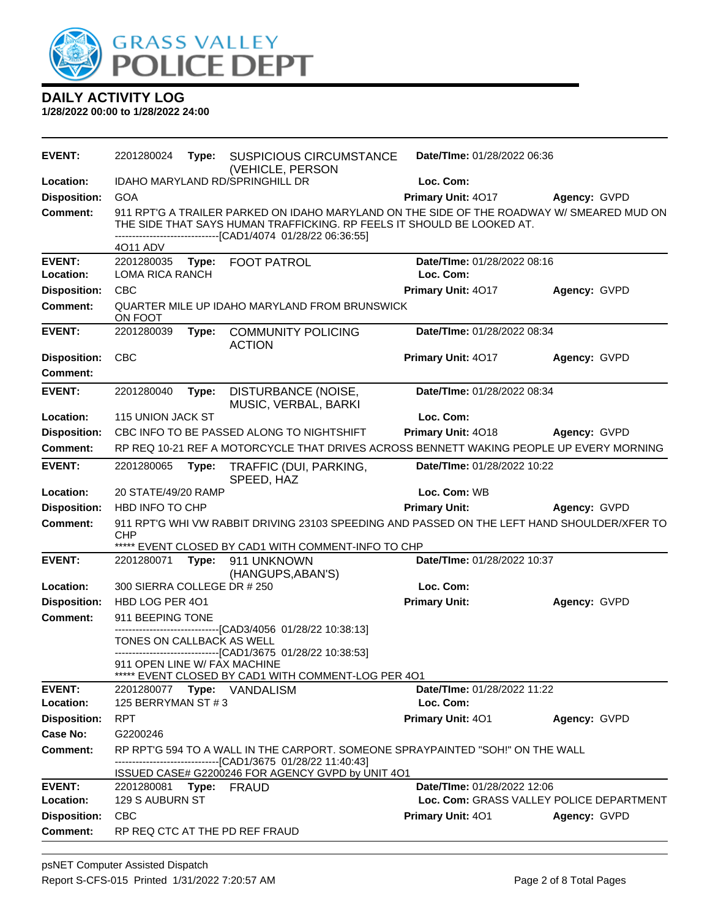GRASS VALLEY POLICE DEPT

## DAILY ACTIVITY LOG

**1/28/2022 00:00 to 1/28/2022 24:00**

---

**EVENT:** 2201280024 **Type:** SUSPICIOUS CIRCUMSTANCE (VEHICLE, PERSON **Date/TIme:** 01/28/2022 06:36
**Location:** IDAHO MARYLAND RD/SPRINGHILL DR **Loc. Com:**
**Disposition:** GOA **Primary Unit:** 4O17 **Agency:** GVPD
**Comment:** 911 RPT'G A TRAILER PARKED ON IDAHO MARYLAND ON THE SIDE OF THE ROADWAY W/ SMEARED MUD ON THE SIDE THAT SAYS HUMAN TRAFFICKING. RP FEELS IT SHOULD BE LOOKED AT.
------------------------------[CAD1/4074 01/28/22 06:36:55]
4O11 ADV

---

**EVENT:** 2201280035 **Type:** FOOT PATROL **Date/TIme:** 01/28/2022 08:16
**Location:** LOMA RICA RANCH **Loc. Com:**
**Disposition:** CBC **Primary Unit:** 4O17 **Agency:** GVPD
**Comment:** QUARTER MILE UP IDAHO MARYLAND FROM BRUNSWICK ON FOOT

---

**EVENT:** 2201280039 **Type:** COMMUNITY POLICING ACTION **Date/TIme:** 01/28/2022 08:34
**Disposition:** CBC **Primary Unit:** 4O17 **Agency:** GVPD
**Comment:**

---

**EVENT:** 2201280040 **Type:** DISTURBANCE (NOISE, MUSIC, VERBAL, BARKI **Date/TIme:** 01/28/2022 08:34
**Location:** 115 UNION JACK ST **Loc. Com:**
**Disposition:** CBC INFO TO BE PASSED ALONG TO NIGHTSHIFT **Primary Unit:** 4O18 **Agency:** GVPD
**Comment:** RP REQ 10-21 REF A MOTORCYCLE THAT DRIVES ACROSS BENNETT WAKING PEOPLE UP EVERY MORNING

---

**EVENT:** 2201280065 **Type:** TRAFFIC (DUI, PARKING, SPEED, HAZ **Date/TIme:** 01/28/2022 10:22
**Location:** 20 STATE/49/20 RAMP **Loc. Com:** WB
**Disposition:** HBD INFO TO CHP **Primary Unit:** **Agency:** GVPD
**Comment:** 911 RPT'G WHI VW RABBIT DRIVING 23103 SPEEDING AND PASSED ON THE LEFT HAND SHOULDER/XFER TO CHP
***** EVENT CLOSED BY CAD1 WITH COMMENT-INFO TO CHP

---

**EVENT:** 2201280071 **Type:** 911 UNKNOWN (HANGUPS,ABAN'S) **Date/TIme:** 01/28/2022 10:37
**Location:** 300 SIERRA COLLEGE DR # 250 **Loc. Com:**
**Disposition:** HBD LOG PER 4O1 **Primary Unit:** **Agency:** GVPD
**Comment:** 911 BEEPING TONE
------------------------------[CAD3/4056 01/28/22 10:38:13]
TONES ON CALLBACK AS WELL
------------------------------[CAD1/3675 01/28/22 10:38:53]
911 OPEN LINE W/ FAX MACHINE
***** EVENT CLOSED BY CAD1 WITH COMMENT-LOG PER 4O1

---

**EVENT:** 2201280077 **Type:** VANDALISM **Date/TIme:** 01/28/2022 11:22
**Location:** 125 BERRYMAN ST # 3 **Loc. Com:**
**Disposition:** RPT **Primary Unit:** 4O1 **Agency:** GVPD
**Case No:** G2200246
**Comment:** RP RPT'G 594 TO A WALL IN THE CARPORT. SOMEONE SPRAYPAINTED "SOH!" ON THE WALL
------------------------------[CAD1/3675 01/28/22 11:40:43]
ISSUED CASE# G2200246 FOR AGENCY GVPD by UNIT 4O1

---

**EVENT:** 2201280081 **Type:** FRAUD **Date/TIme:** 01/28/2022 12:06
**Location:** 129 S AUBURN ST **Loc. Com:** GRASS VALLEY POLICE DEPARTMENT
**Disposition:** CBC **Primary Unit:** 4O1 **Agency:** GVPD
**Comment:** RP REQ CTC AT THE PD REF FRAUD

---

psNET Computer Assisted Dispatch
Report S-CFS-015 Printed 1/31/2022 7:20:57 AM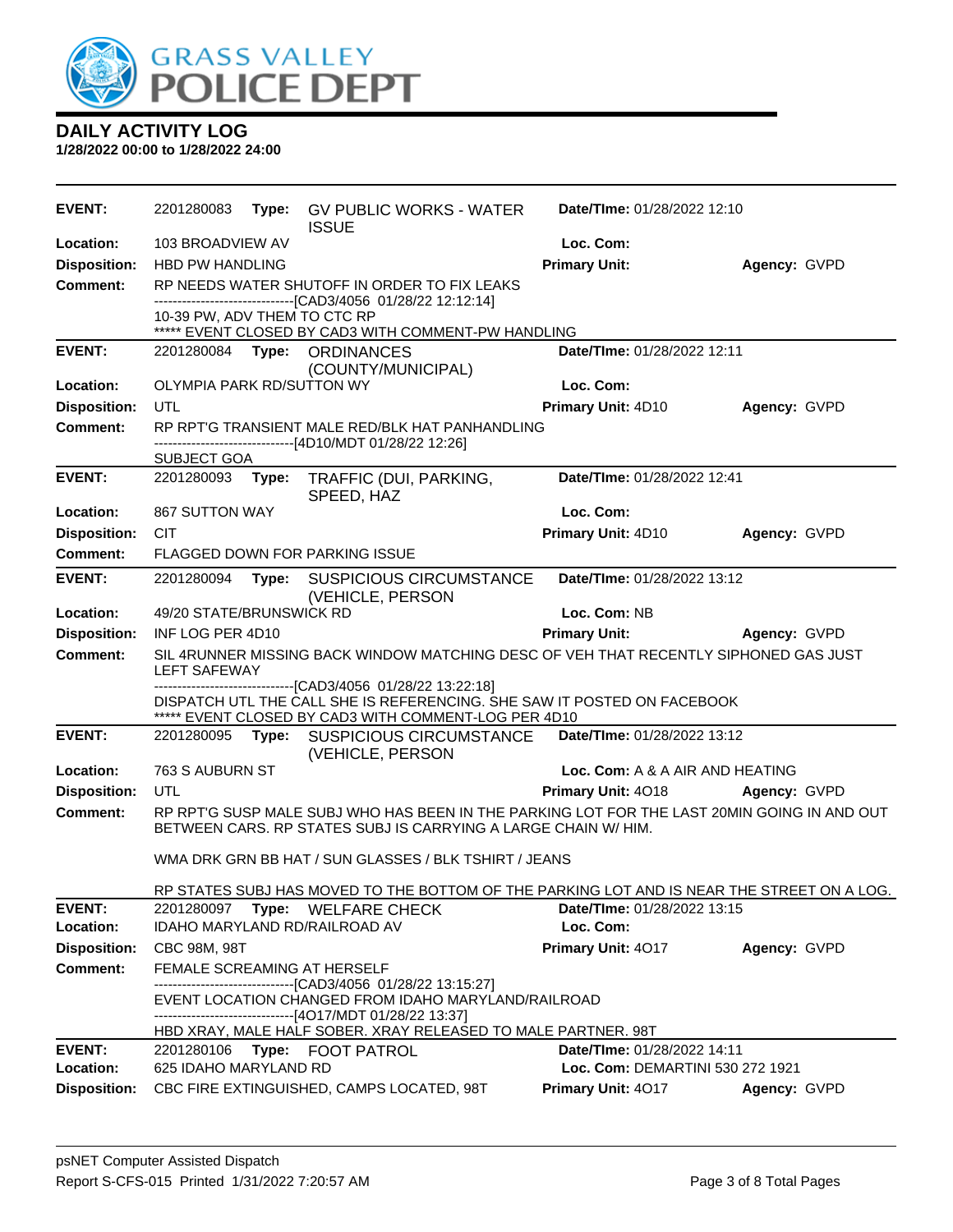# GRASS VALLEY POLICE DEPT

## DAILY ACTIVITY LOG

**1/28/2022 00:00 to 1/28/2022 24:00**

---

**EVENT:** 2201280083 **Type:** GV PUBLIC WORKS - WATER ISSUE **Date/TIme:** 01/28/2022 12:10
**Location:** 103 BROADVIEW AV **Loc. Com:**
**Disposition:** HBD PW HANDLING **Primary Unit:** **Agency:** GVPD
**Comment:** RP NEEDS WATER SHUTOFF IN ORDER TO FIX LEAKS
------------------------------[CAD3/4056 01/28/22 12:12:14]
10-39 PW, ADV THEM TO CTC RP
***** EVENT CLOSED BY CAD3 WITH COMMENT-PW HANDLING

---

**EVENT:** 2201280084 **Type:** ORDINANCES (COUNTY/MUNICIPAL) **Date/TIme:** 01/28/2022 12:11
**Location:** OLYMPIA PARK RD/SUTTON WY **Loc. Com:**
**Disposition:** UTL **Primary Unit:** 4D10 **Agency:** GVPD
**Comment:** RP RPT'G TRANSIENT MALE RED/BLK HAT PANHANDLING
------------------------------[4D10/MDT 01/28/22 12:26]
SUBJECT GOA

---

**EVENT:** 2201280093 **Type:** TRAFFIC (DUI, PARKING, SPEED, HAZ **Date/TIme:** 01/28/2022 12:41
**Location:** 867 SUTTON WAY **Loc. Com:**
**Disposition:** CIT **Primary Unit:** 4D10 **Agency:** GVPD
**Comment:** FLAGGED DOWN FOR PARKING ISSUE

---

**EVENT:** 2201280094 **Type:** SUSPICIOUS CIRCUMSTANCE (VEHICLE, PERSON **Date/TIme:** 01/28/2022 13:12
**Location:** 49/20 STATE/BRUNSWICK RD **Loc. Com:** NB
**Disposition:** INF LOG PER 4D10 **Primary Unit:** **Agency:** GVPD
**Comment:** SIL 4RUNNER MISSING BACK WINDOW MATCHING DESC OF VEH THAT RECENTLY SIPHONED GAS JUST LEFT SAFEWAY
------------------------------[CAD3/4056 01/28/22 13:22:18]
DISPATCH UTL THE CALL SHE IS REFERENCING. SHE SAW IT POSTED ON FACEBOOK
***** EVENT CLOSED BY CAD3 WITH COMMENT-LOG PER 4D10

---

**EVENT:** 2201280095 **Type:** SUSPICIOUS CIRCUMSTANCE (VEHICLE, PERSON **Date/TIme:** 01/28/2022 13:12
**Location:** 763 S AUBURN ST **Loc. Com:** A & A AIR AND HEATING
**Disposition:** UTL **Primary Unit:** 4O18 **Agency:** GVPD
**Comment:** RP RPT'G SUSP MALE SUBJ WHO HAS BEEN IN THE PARKING LOT FOR THE LAST 20MIN GOING IN AND OUT BETWEEN CARS. RP STATES SUBJ IS CARRYING A LARGE CHAIN W/ HIM.

WMA DRK GRN BB HAT / SUN GLASSES / BLK TSHIRT / JEANS

RP STATES SUBJ HAS MOVED TO THE BOTTOM OF THE PARKING LOT AND IS NEAR THE STREET ON A LOG.

---

**EVENT:** 2201280097 **Type:** WELFARE CHECK **Date/TIme:** 01/28/2022 13:15
**Location:** IDAHO MARYLAND RD/RAILROAD AV **Loc. Com:**
**Disposition:** CBC 98M, 98T **Primary Unit:** 4O17 **Agency:** GVPD
**Comment:** FEMALE SCREAMING AT HERSELF
------------------------------[CAD3/4056 01/28/22 13:15:27]
EVENT LOCATION CHANGED FROM IDAHO MARYLAND/RAILROAD
------------------------------[4O17/MDT 01/28/22 13:37]
HBD XRAY, MALE HALF SOBER. XRAY RELEASED TO MALE PARTNER. 98T

---

**EVENT:** 2201280106 **Type:** FOOT PATROL **Date/TIme:** 01/28/2022 14:11
**Location:** 625 IDAHO MARYLAND RD **Loc. Com:** DEMARTINI 530 272 1921
**Disposition:** CBC FIRE EXTINGUISHED, CAMPS LOCATED, 98T **Primary Unit:** 4O17 **Agency:** GVPD

---

psNET Computer Assisted Dispatch
Report S-CFS-015 Printed 1/31/2022 7:20:57 AM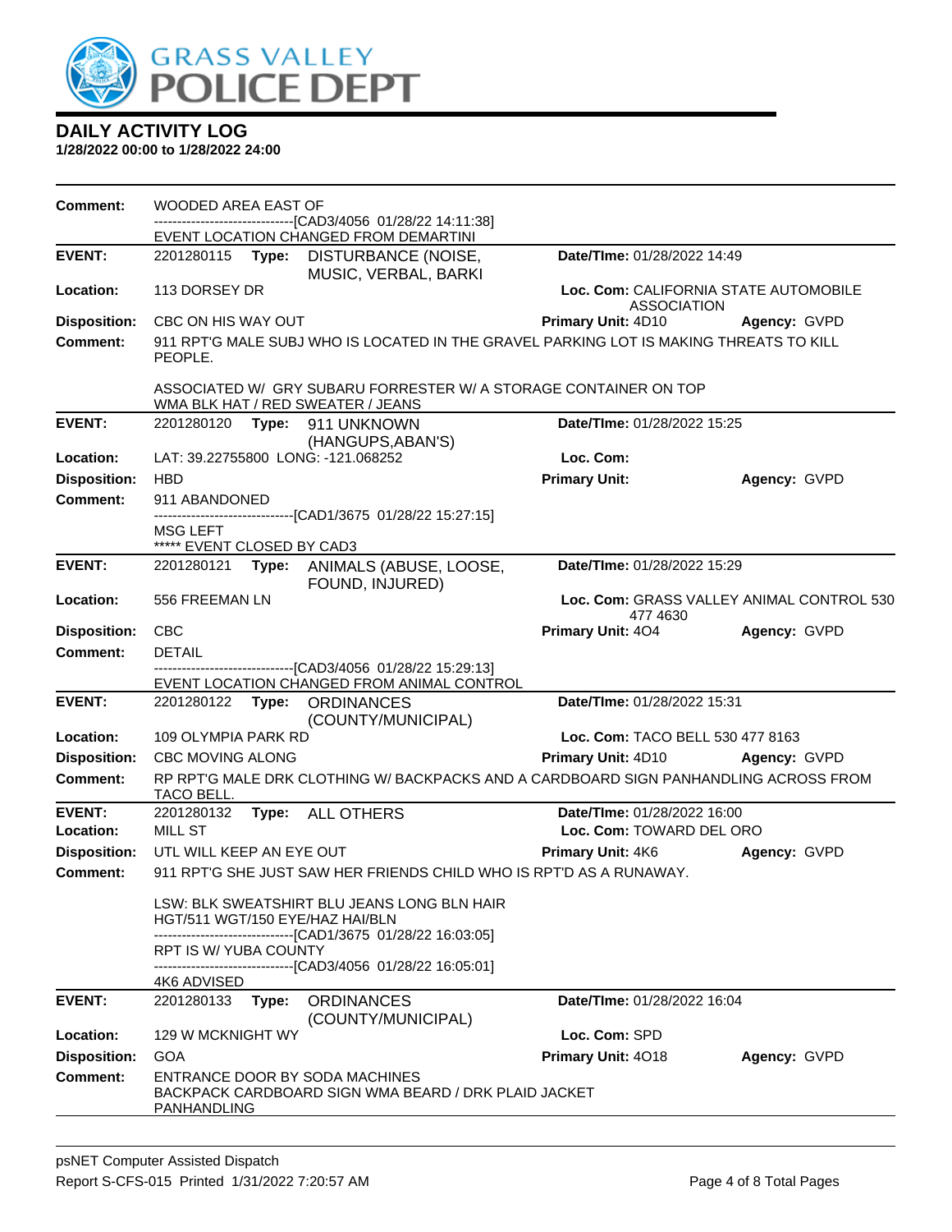# GRASS VALLEY POLICE DEPT

## DAILY ACTIVITY LOG

**1/28/2022 00:00 to 1/28/2022 24:00**

**Comment:** WOODED AREA EAST OF
------------------------------[CAD3/4056 01/28/22 14:11:38]
EVENT LOCATION CHANGED FROM DEMARTINI

---

**EVENT:** 2201280115 **Type:** DISTURBANCE (NOISE, MUSIC, VERBAL, BARKI **Date/TIme:** 01/28/2022 14:49
**Location:** 113 DORSEY DR **Loc. Com:** CALIFORNIA STATE AUTOMOBILE ASSOCIATION
**Disposition:** CBC ON HIS WAY OUT **Primary Unit:** 4D10 **Agency:** GVPD
**Comment:** 911 RPT'G MALE SUBJ WHO IS LOCATED IN THE GRAVEL PARKING LOT IS MAKING THREATS TO KILL PEOPLE.

ASSOCIATED W/ GRY SUBARU FORRESTER W/ A STORAGE CONTAINER ON TOP
WMA BLK HAT / RED SWEATER / JEANS

---

**EVENT:** 2201280120 **Type:** 911 UNKNOWN (HANGUPS,ABAN'S) **Date/TIme:** 01/28/2022 15:25
**Location:** LAT: 39.22755800 LONG: -121.068252 **Loc. Com:**
**Disposition:** HBD **Primary Unit:** **Agency:** GVPD
**Comment:** 911 ABANDONED
------------------------------[CAD1/3675 01/28/22 15:27:15]
MSG LEFT
***** EVENT CLOSED BY CAD3

---

**EVENT:** 2201280121 **Type:** ANIMALS (ABUSE, LOOSE, FOUND, INJURED) **Date/TIme:** 01/28/2022 15:29
**Location:** 556 FREEMAN LN **Loc. Com:** GRASS VALLEY ANIMAL CONTROL 530 477 4630
**Disposition:** CBC **Primary Unit:** 4O4 **Agency:** GVPD
**Comment:** DETAIL
------------------------------[CAD3/4056 01/28/22 15:29:13]
EVENT LOCATION CHANGED FROM ANIMAL CONTROL

---

**EVENT:** 2201280122 **Type:** ORDINANCES (COUNTY/MUNICIPAL) **Date/TIme:** 01/28/2022 15:31
**Location:** 109 OLYMPIA PARK RD **Loc. Com:** TACO BELL 530 477 8163
**Disposition:** CBC MOVING ALONG **Primary Unit:** 4D10 **Agency:** GVPD
**Comment:** RP RPT'G MALE DRK CLOTHING W/ BACKPACKS AND A CARDBOARD SIGN PANHANDLING ACROSS FROM TACO BELL.

---

**EVENT:** 2201280132 **Type:** ALL OTHERS **Date/TIme:** 01/28/2022 16:00
**Location:** MILL ST **Loc. Com:** TOWARD DEL ORO
**Disposition:** UTL WILL KEEP AN EYE OUT **Primary Unit:** 4K6 **Agency:** GVPD
**Comment:** 911 RPT'G SHE JUST SAW HER FRIENDS CHILD WHO IS RPT'D AS A RUNAWAY.

LSW: BLK SWEATSHIRT BLU JEANS LONG BLN HAIR
HGT/511 WGT/150 EYE/HAZ HAI/BLN
------------------------------[CAD1/3675 01/28/22 16:03:05]
RPT IS W/ YUBA COUNTY
------------------------------[CAD3/4056 01/28/22 16:05:01]
4K6 ADVISED

---

**EVENT:** 2201280133 **Type:** ORDINANCES (COUNTY/MUNICIPAL) **Date/TIme:** 01/28/2022 16:04
**Location:** 129 W MCKNIGHT WY **Loc. Com:** SPD
**Disposition:** GOA **Primary Unit:** 4O18 **Agency:** GVPD
**Comment:** ENTRANCE DOOR BY SODA MACHINES
BACKPACK CARDBOARD SIGN WMA BEARD / DRK PLAID JACKET
PANHANDLING

---

psNET Computer Assisted Dispatch
Report S-CFS-015 Printed 1/31/2022 7:20:57 AM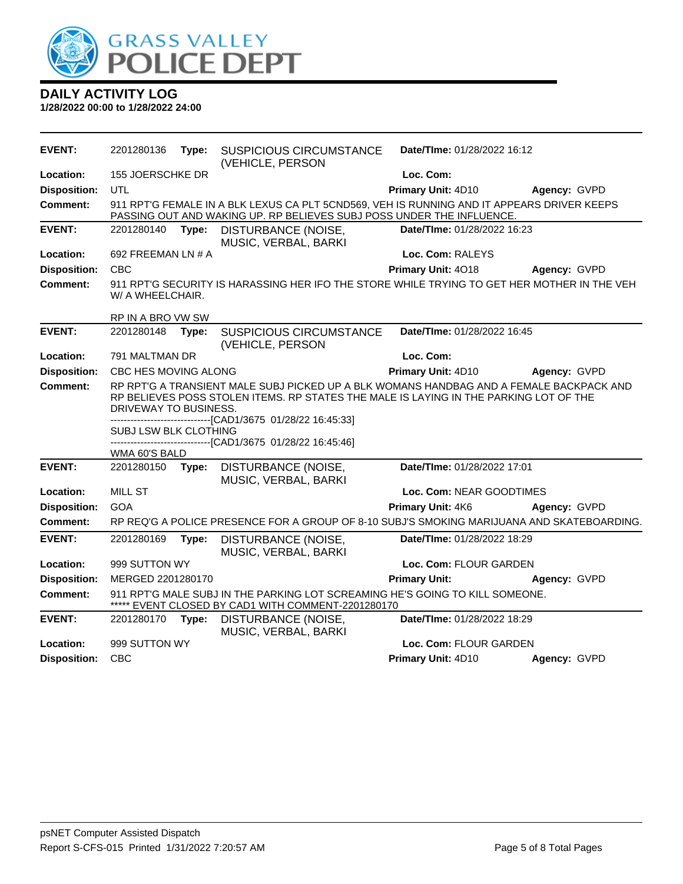# GRASS VALLEY POLICE DEPT

## DAILY ACTIVITY LOG

**1/28/2022 00:00 to 1/28/2022 24:00**

---

**EVENT:** 2201280136 **Type:** SUSPICIOUS CIRCUMSTANCE (VEHICLE, PERSON **Date/TIme:** 01/28/2022 16:12
**Location:** 155 JOERSCHKE DR **Loc. Com:**
**Disposition:** UTL **Primary Unit:** 4D10 **Agency:** GVPD
**Comment:** 911 RPT'G FEMALE IN A BLK LEXUS CA PLT 5CND569, VEH IS RUNNING AND IT APPEARS DRIVER KEEPS PASSING OUT AND WAKING UP. RP BELIEVES SUBJ POSS UNDER THE INFLUENCE.

---

**EVENT:** 2201280140 **Type:** DISTURBANCE (NOISE, MUSIC, VERBAL, BARKI **Date/TIme:** 01/28/2022 16:23
**Location:** 692 FREEMAN LN # A **Loc. Com:** RALEYS
**Disposition:** CBC **Primary Unit:** 4O18 **Agency:** GVPD
**Comment:** 911 RPT'G SECURITY IS HARASSING HER IFO THE STORE WHILE TRYING TO GET HER MOTHER IN THE VEH W/ A WHEELCHAIR.

RP IN A BRO VW SW

---

**EVENT:** 2201280148 **Type:** SUSPICIOUS CIRCUMSTANCE (VEHICLE, PERSON **Date/TIme:** 01/28/2022 16:45
**Location:** 791 MALTMAN DR **Loc. Com:**
**Disposition:** CBC HES MOVING ALONG **Primary Unit:** 4D10 **Agency:** GVPD
**Comment:** RP RPT'G A TRANSIENT MALE SUBJ PICKED UP A BLK WOMANS HANDBAG AND A FEMALE BACKPACK AND RP BELIEVES POSS STOLEN ITEMS. RP STATES THE MALE IS LAYING IN THE PARKING LOT OF THE DRIVEWAY TO BUSINESS.

------------------------------[CAD1/3675 01/28/22 16:45:33]

SUBJ LSW BLK CLOTHING

------------------------------[CAD1/3675 01/28/22 16:45:46]

WMA 60'S BALD

---

**EVENT:** 2201280150 **Type:** DISTURBANCE (NOISE, MUSIC, VERBAL, BARKI **Date/TIme:** 01/28/2022 17:01
**Location:** MILL ST **Loc. Com:** NEAR GOODTIMES
**Disposition:** GOA **Primary Unit:** 4K6 **Agency:** GVPD
**Comment:** RP REQ'G A POLICE PRESENCE FOR A GROUP OF 8-10 SUBJ'S SMOKING MARIJUANA AND SKATEBOARDING.

---

**EVENT:** 2201280169 **Type:** DISTURBANCE (NOISE, MUSIC, VERBAL, BARKI **Date/TIme:** 01/28/2022 18:29
**Location:** 999 SUTTON WY **Loc. Com:** FLOUR GARDEN
**Disposition:** MERGED 2201280170 **Primary Unit:** **Agency:** GVPD
**Comment:** 911 RPT'G MALE SUBJ IN THE PARKING LOT SCREAMING HE'S GOING TO KILL SOMEONE.
***** EVENT CLOSED BY CAD1 WITH COMMENT-2201280170

---

**EVENT:** 2201280170 **Type:** DISTURBANCE (NOISE, MUSIC, VERBAL, BARKI **Date/TIme:** 01/28/2022 18:29
**Location:** 999 SUTTON WY **Loc. Com:** FLOUR GARDEN
**Disposition:** CBC **Primary Unit:** 4D10 **Agency:** GVPD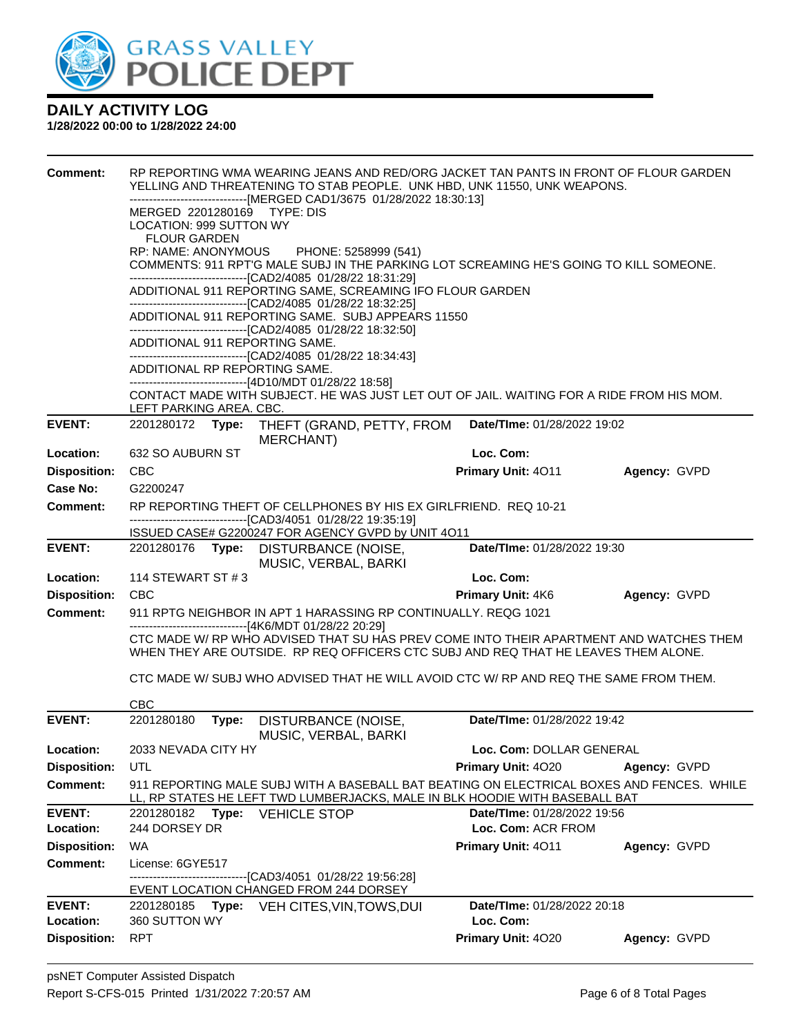# GRASS VALLEY POLICE DEPT

## DAILY ACTIVITY LOG

**1/28/2022 00:00 to 1/28/2022 24:00**

**Comment:** RP REPORTING WMA WEARING JEANS AND RED/ORG JACKET TAN PANTS IN FRONT OF FLOUR GARDEN YELLING AND THREATENING TO STAB PEOPLE. UNK HBD, UNK 11550, UNK WEAPONS.
------------------------------[MERGED CAD1/3675 01/28/2022 18:30:13]
MERGED 2201280169 TYPE: DIS
LOCATION: 999 SUTTON WY
FLOUR GARDEN
RP: NAME: ANONYMOUS PHONE: 5258999 (541)
COMMENTS: 911 RPT'G MALE SUBJ IN THE PARKING LOT SCREAMING HE'S GOING TO KILL SOMEONE.
------------------------------[CAD2/4085 01/28/22 18:31:29]
ADDITIONAL 911 REPORTING SAME, SCREAMING IFO FLOUR GARDEN
------------------------------[CAD2/4085 01/28/22 18:32:25]
ADDITIONAL 911 REPORTING SAME. SUBJ APPEARS 11550
------------------------------[CAD2/4085 01/28/22 18:32:50]
ADDITIONAL 911 REPORTING SAME.
------------------------------[CAD2/4085 01/28/22 18:34:43]
ADDITIONAL RP REPORTING SAME.
------------------------------[4D10/MDT 01/28/22 18:58]
CONTACT MADE WITH SUBJECT. HE WAS JUST LET OUT OF JAIL. WAITING FOR A RIDE FROM HIS MOM. LEFT PARKING AREA. CBC.

---

**EVENT:** 2201280172 **Type:** THEFT (GRAND, PETTY, FROM MERCHANT) **Date/TIme:** 01/28/2022 19:02
**Location:** 632 SO AUBURN ST **Loc. Com:**
**Disposition:** CBC **Primary Unit:** 4O11 **Agency:** GVPD
**Case No:** G2200247
**Comment:** RP REPORTING THEFT OF CELLPHONES BY HIS EX GIRLFRIEND. REQ 10-21
------------------------------[CAD3/4051 01/28/22 19:35:19]
ISSUED CASE# G2200247 FOR AGENCY GVPD by UNIT 4O11

---

**EVENT:** 2201280176 **Type:** DISTURBANCE (NOISE, MUSIC, VERBAL, BARKI **Date/TIme:** 01/28/2022 19:30
**Location:** 114 STEWART ST # 3 **Loc. Com:**
**Disposition:** CBC **Primary Unit:** 4K6 **Agency:** GVPD
**Comment:** 911 RPTG NEIGHBOR IN APT 1 HARASSING RP CONTINUALLY. REQG 1021
------------------------------[4K6/MDT 01/28/22 20:29]
CTC MADE W/ RP WHO ADVISED THAT SU HAS PREV COME INTO THEIR APARTMENT AND WATCHES THEM WHEN THEY ARE OUTSIDE. RP REQ OFFICERS CTC SUBJ AND REQ THAT HE LEAVES THEM ALONE.

CTC MADE W/ SUBJ WHO ADVISED THAT HE WILL AVOID CTC W/ RP AND REQ THE SAME FROM THEM.

CBC

---

**EVENT:** 2201280180 **Type:** DISTURBANCE (NOISE, MUSIC, VERBAL, BARKI **Date/TIme:** 01/28/2022 19:42
**Location:** 2033 NEVADA CITY HY **Loc. Com:** DOLLAR GENERAL
**Disposition:** UTL **Primary Unit:** 4O20 **Agency:** GVPD
**Comment:** 911 REPORTING MALE SUBJ WITH A BASEBALL BAT BEATING ON ELECTRICAL BOXES AND FENCES. WHILE LL, RP STATES HE LEFT TWD LUMBERJACKS, MALE IN BLK HOODIE WITH BASEBALL BAT

---

**EVENT:** 2201280182 **Type:** VEHICLE STOP **Date/TIme:** 01/28/2022 19:56
**Location:** 244 DORSEY DR **Loc. Com:** ACR FROM
**Disposition:** WA **Primary Unit:** 4O11 **Agency:** GVPD
**Comment:** License: 6GYE517
------------------------------[CAD3/4051 01/28/22 19:56:28]
EVENT LOCATION CHANGED FROM 244 DORSEY

---

**EVENT:** 2201280185 **Type:** VEH CITES,VIN,TOWS,DUI **Date/TIme:** 01/28/2022 20:18
**Location:** 360 SUTTON WY **Loc. Com:**
**Disposition:** RPT **Primary Unit:** 4O20 **Agency:** GVPD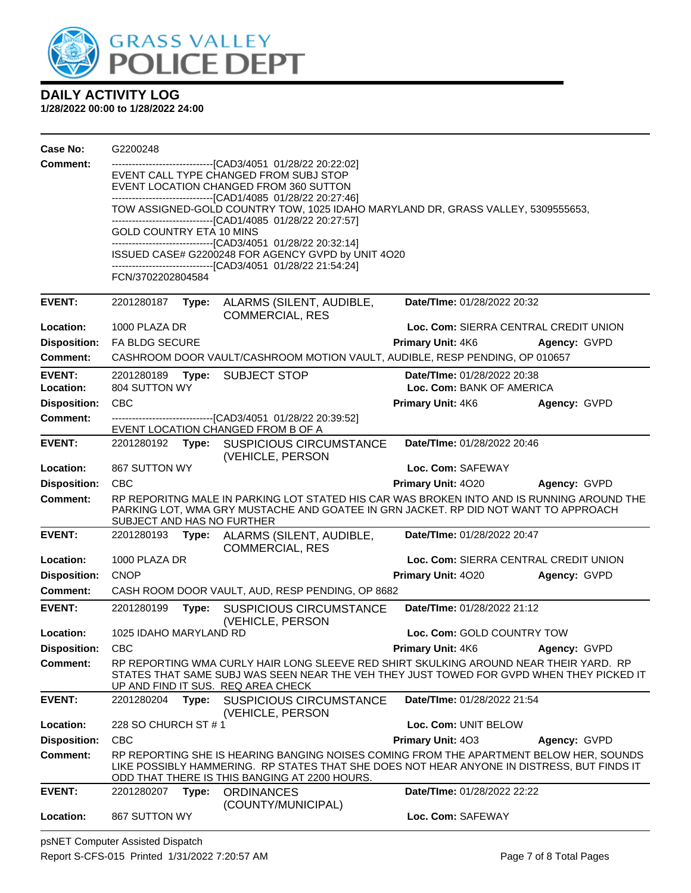# GRASS VALLEY POLICE DEPT

## DAILY ACTIVITY LOG

**1/28/2022 00:00 to 1/28/2022 24:00**

**Case No:** G2200248

**Comment:**
------------------------------[CAD3/4051 01/28/22 20:22:02]
EVENT CALL TYPE CHANGED FROM SUBJ STOP
EVENT LOCATION CHANGED FROM 360 SUTTON
------------------------------[CAD1/4085 01/28/22 20:27:46]
TOW ASSIGNED-GOLD COUNTRY TOW, 1025 IDAHO MARYLAND DR, GRASS VALLEY, 5309555653,
------------------------------[CAD1/4085 01/28/22 20:27:57]
GOLD COUNTRY ETA 10 MINS
------------------------------[CAD3/4051 01/28/22 20:32:14]
ISSUED CASE# G2200248 FOR AGENCY GVPD by UNIT 4O20
------------------------------[CAD3/4051 01/28/22 21:54:24]
FCN/3702202804584

---

**EVENT:** 2201280187 **Type:** ALARMS (SILENT, AUDIBLE, COMMERCIAL, RES **Date/TIme:** 01/28/2022 20:32
**Location:** 1000 PLAZA DR **Loc. Com:** SIERRA CENTRAL CREDIT UNION
**Disposition:** FA BLDG SECURE **Primary Unit:** 4K6 **Agency:** GVPD
**Comment:** CASHROOM DOOR VAULT/CASHROOM MOTION VAULT, AUDIBLE, RESP PENDING, OP 010657

---

**EVENT:** 2201280189 **Type:** SUBJECT STOP **Date/TIme:** 01/28/2022 20:38
**Location:** 804 SUTTON WY **Loc. Com:** BANK OF AMERICA
**Disposition:** CBC **Primary Unit:** 4K6 **Agency:** GVPD
**Comment:**
------------------------------[CAD3/4051 01/28/22 20:39:52]
EVENT LOCATION CHANGED FROM B OF A

---

**EVENT:** 2201280192 **Type:** SUSPICIOUS CIRCUMSTANCE (VEHICLE, PERSON **Date/TIme:** 01/28/2022 20:46
**Location:** 867 SUTTON WY **Loc. Com:** SAFEWAY
**Disposition:** CBC **Primary Unit:** 4O20 **Agency:** GVPD
**Comment:** RP REPORITNG MALE IN PARKING LOT STATED HIS CAR WAS BROKEN INTO AND IS RUNNING AROUND THE PARKING LOT, WMA GRY MUSTACHE AND GOATEE IN GRN JACKET. RP DID NOT WANT TO APPROACH SUBJECT AND HAS NO FURTHER

---

**EVENT:** 2201280193 **Type:** ALARMS (SILENT, AUDIBLE, COMMERCIAL, RES **Date/TIme:** 01/28/2022 20:47
**Location:** 1000 PLAZA DR **Loc. Com:** SIERRA CENTRAL CREDIT UNION
**Disposition:** CNOP **Primary Unit:** 4O20 **Agency:** GVPD
**Comment:** CASH ROOM DOOR VAULT, AUD, RESP PENDING, OP 8682

---

**EVENT:** 2201280199 **Type:** SUSPICIOUS CIRCUMSTANCE (VEHICLE, PERSON **Date/TIme:** 01/28/2022 21:12
**Location:** 1025 IDAHO MARYLAND RD **Loc. Com:** GOLD COUNTRY TOW
**Disposition:** CBC **Primary Unit:** 4K6 **Agency:** GVPD
**Comment:** RP REPORTING WMA CURLY HAIR LONG SLEEVE RED SHIRT SKULKING AROUND NEAR THEIR YARD. RP STATES THAT SAME SUBJ WAS SEEN NEAR THE VEH THEY JUST TOWED FOR GVPD WHEN THEY PICKED IT UP AND FIND IT SUS. REQ AREA CHECK

---

**EVENT:** 2201280204 **Type:** SUSPICIOUS CIRCUMSTANCE (VEHICLE, PERSON **Date/TIme:** 01/28/2022 21:54
**Location:** 228 SO CHURCH ST # 1 **Loc. Com:** UNIT BELOW
**Disposition:** CBC **Primary Unit:** 4O3 **Agency:** GVPD
**Comment:** RP REPORTING SHE IS HEARING BANGING NOISES COMING FROM THE APARTMENT BELOW HER, SOUNDS LIKE POSSIBLY HAMMERING. RP STATES THAT SHE DOES NOT HEAR ANYONE IN DISTRESS, BUT FINDS IT ODD THAT THERE IS THIS BANGING AT 2200 HOURS.

---

**EVENT:** 2201280207 **Type:** ORDINANCES (COUNTY/MUNICIPAL) **Date/TIme:** 01/28/2022 22:22
**Location:** 867 SUTTON WY **Loc. Com:** SAFEWAY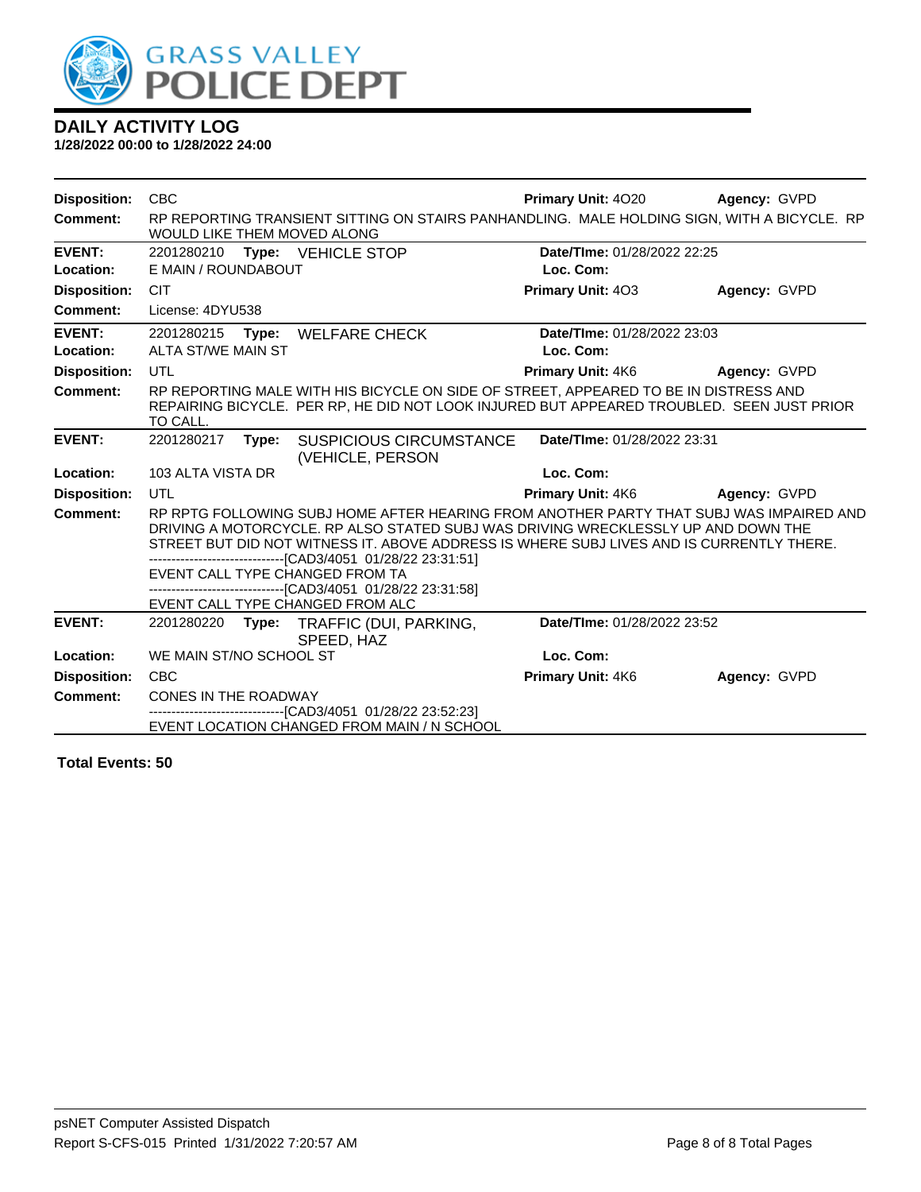# GRASS VALLEY POLICE DEPT

## DAILY ACTIVITY LOG

**1/28/2022 00:00 to 1/28/2022 24:00**

| | | | |
|---|---|---|---|
| **Disposition:** CBC | | **Primary Unit:** 4O20 | **Agency:** GVPD |
| **Comment:** RP REPORTING TRANSIENT SITTING ON STAIRS PANHANDLING. MALE HOLDING SIGN, WITH A BICYCLE. RP WOULD LIKE THEM MOVED ALONG | | | |

| | | | |
|---|---|---|---|
| **EVENT:** 2201280210 | **Type:** VEHICLE STOP | **Date/TIme:** 01/28/2022 22:25 | |
| **Location:** E MAIN / ROUNDABOUT | | **Loc. Com:** | |
| **Disposition:** CIT | | **Primary Unit:** 4O3 | **Agency:** GVPD |
| **Comment:** License: 4DYU538 | | | |

| | | | |
|---|---|---|---|
| **EVENT:** 2201280215 | **Type:** WELFARE CHECK | **Date/TIme:** 01/28/2022 23:03 | |
| **Location:** ALTA ST/WE MAIN ST | | **Loc. Com:** | |
| **Disposition:** UTL | | **Primary Unit:** 4K6 | **Agency:** GVPD |
| **Comment:** RP REPORTING MALE WITH HIS BICYCLE ON SIDE OF STREET, APPEARED TO BE IN DISTRESS AND REPAIRING BICYCLE. PER RP, HE DID NOT LOOK INJURED BUT APPEARED TROUBLED. SEEN JUST PRIOR TO CALL. | | | |

| | | | |
|---|---|---|---|
| **EVENT:** 2201280217 | **Type:** SUSPICIOUS CIRCUMSTANCE (VEHICLE, PERSON | **Date/TIme:** 01/28/2022 23:31 | |
| **Location:** 103 ALTA VISTA DR | | **Loc. Com:** | |
| **Disposition:** UTL | | **Primary Unit:** 4K6 | **Agency:** GVPD |
| **Comment:** RP RPTG FOLLOWING SUBJ HOME AFTER HEARING FROM ANOTHER PARTY THAT SUBJ WAS IMPAIRED AND DRIVING A MOTORCYCLE. RP ALSO STATED SUBJ WAS DRIVING WRECKLESSLY UP AND DOWN THE STREET BUT DID NOT WITNESS IT. ABOVE ADDRESS IS WHERE SUBJ LIVES AND IS CURRENTLY THERE. ------------------------------[CAD3/4051 01/28/22 23:31:51] EVENT CALL TYPE CHANGED FROM TA ------------------------------[CAD3/4051 01/28/22 23:31:58] EVENT CALL TYPE CHANGED FROM ALC | | | |

| | | | |
|---|---|---|---|
| **EVENT:** 2201280220 | **Type:** TRAFFIC (DUI, PARKING, SPEED, HAZ | **Date/TIme:** 01/28/2022 23:52 | |
| **Location:** WE MAIN ST/NO SCHOOL ST | | **Loc. Com:** | |
| **Disposition:** CBC | | **Primary Unit:** 4K6 | **Agency:** GVPD |
| **Comment:** CONES IN THE ROADWAY ------------------------------[CAD3/4051 01/28/22 23:52:23] EVENT LOCATION CHANGED FROM MAIN / N SCHOOL | | | |

**Total Events: 50**

psNET Computer Assisted Dispatch
Report S-CFS-015 Printed 1/31/2022 7:20:57 AM